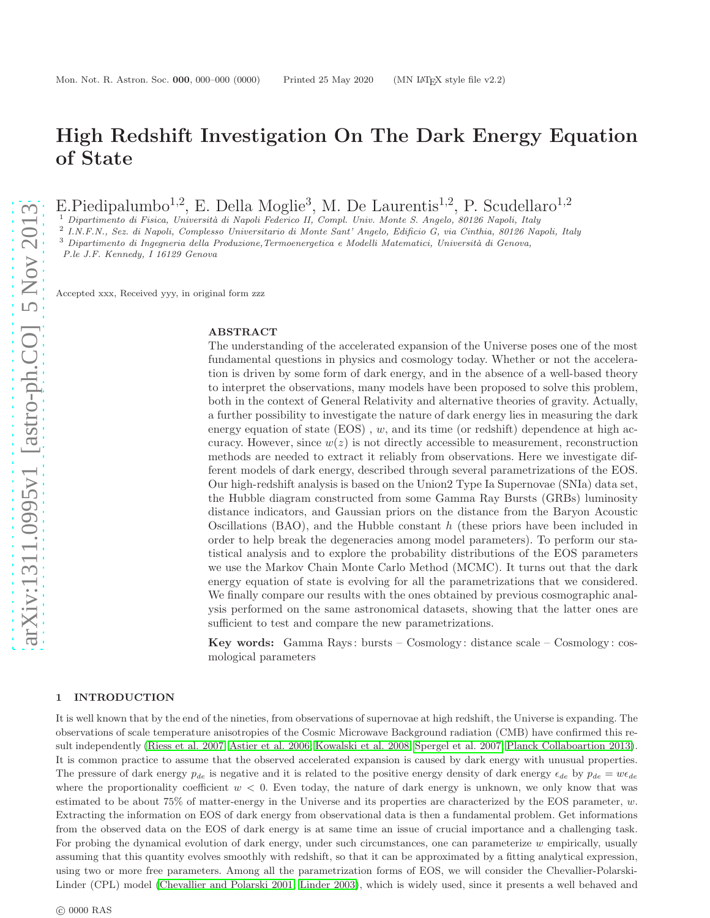# High Redshift Investigation On The Dark Energy Equation of State

E.Piedipalumbo[1,2], E. Della Moglie[3], M. De Laurentis[1,2], P. Scudellaro[1,2]

[1] *Dipartimento di Fisica, Università di Napoli Federico II, Compl. Univ. Monte S. Angelo, 80126 Napoli, Italy*
[2] *I.N.F.N., Sez. di Napoli, Complesso Universitario di Monte Sant' Angelo, Edificio G, via Cinthia, 80126 Napoli, Italy*
[3] *Dipartimento di Ingegneria della Produzione,Termoenergetica e Modelli Matematici, Università di Genova, P.le J.F. Kennedy, I 16129 Genova*

Accepted xxx, Received yyy, in original form zzz

## ABSTRACT

The understanding of the accelerated expansion of the Universe poses one of the most fundamental questions in physics and cosmology today. Whether or not the acceleration is driven by some form of dark energy, and in the absence of a well-based theory to interpret the observations, many models have been proposed to solve this problem, both in the context of General Relativity and alternative theories of gravity. Actually, a further possibility to investigate the nature of dark energy lies in measuring the dark energy equation of state (EOS) , $w$, and its time (or redshift) dependence at high accuracy. However, since $w(z)$ is not directly accessible to measurement, reconstruction methods are needed to extract it reliably from observations. Here we investigate different models of dark energy, described through several parametrizations of the EOS. Our high-redshift analysis is based on the Union2 Type Ia Supernovae (SNIa) data set, the Hubble diagram constructed from some Gamma Ray Bursts (GRBs) luminosity distance indicators, and Gaussian priors on the distance from the Baryon Acoustic Oscillations (BAO), and the Hubble constant $h$ (these priors have been included in order to help break the degeneracies among model parameters). To perform our statistical analysis and to explore the probability distributions of the EOS parameters we use the Markov Chain Monte Carlo Method (MCMC). It turns out that the dark energy equation of state is evolving for all the parametrizations that we considered. We finally compare our results with the ones obtained by previous cosmographic analysis performed on the same astronomical datasets, showing that the latter ones are sufficient to test and compare the new parametrizations.

**Key words:** Gamma Rays : bursts – Cosmology : distance scale – Cosmology : cosmological parameters

## 1 INTRODUCTION

It is well known that by the end of the nineties, from observations of supernovae at high redshift, the Universe is expanding. The observations of scale temperature anisotropies of the Cosmic Microwave Background radiation (CMB) have confirmed this result independently (Riess et al. 2007; Astier et al. 2006; Kowalski et al. 2008; Spergel et al. 2007; Planck Collaboartion 2013). It is common practice to assume that the observed accelerated expansion is caused by dark energy with unusual properties. The pressure of dark energy $p_{de}$ is negative and it is related to the positive energy density of dark energy $\epsilon_{de}$ by $p_{de} = w\epsilon_{de}$ where the proportionality coefficient $w < 0$. Even today, the nature of dark energy is unknown, we only know that was estimated to be about 75% of matter-energy in the Universe and its properties are characterized by the EOS parameter, $w$. Extracting the information on EOS of dark energy from observational data is then a fundamental problem. Get informations from the observed data on the EOS of dark energy is at same time an issue of crucial importance and a challenging task. For probing the dynamical evolution of dark energy, under such circumstances, one can parameterize $w$ empirically, usually assuming that this quantity evolves smoothly with redshift, so that it can be approximated by a fitting analytical expression, using two or more free parameters. Among all the parametrization forms of EOS, we will consider the Chevallier-Polarski-Linder (CPL) model (Chevallier and Polarski 2001; Linder 2003), which is widely used, since it presents a well behaved and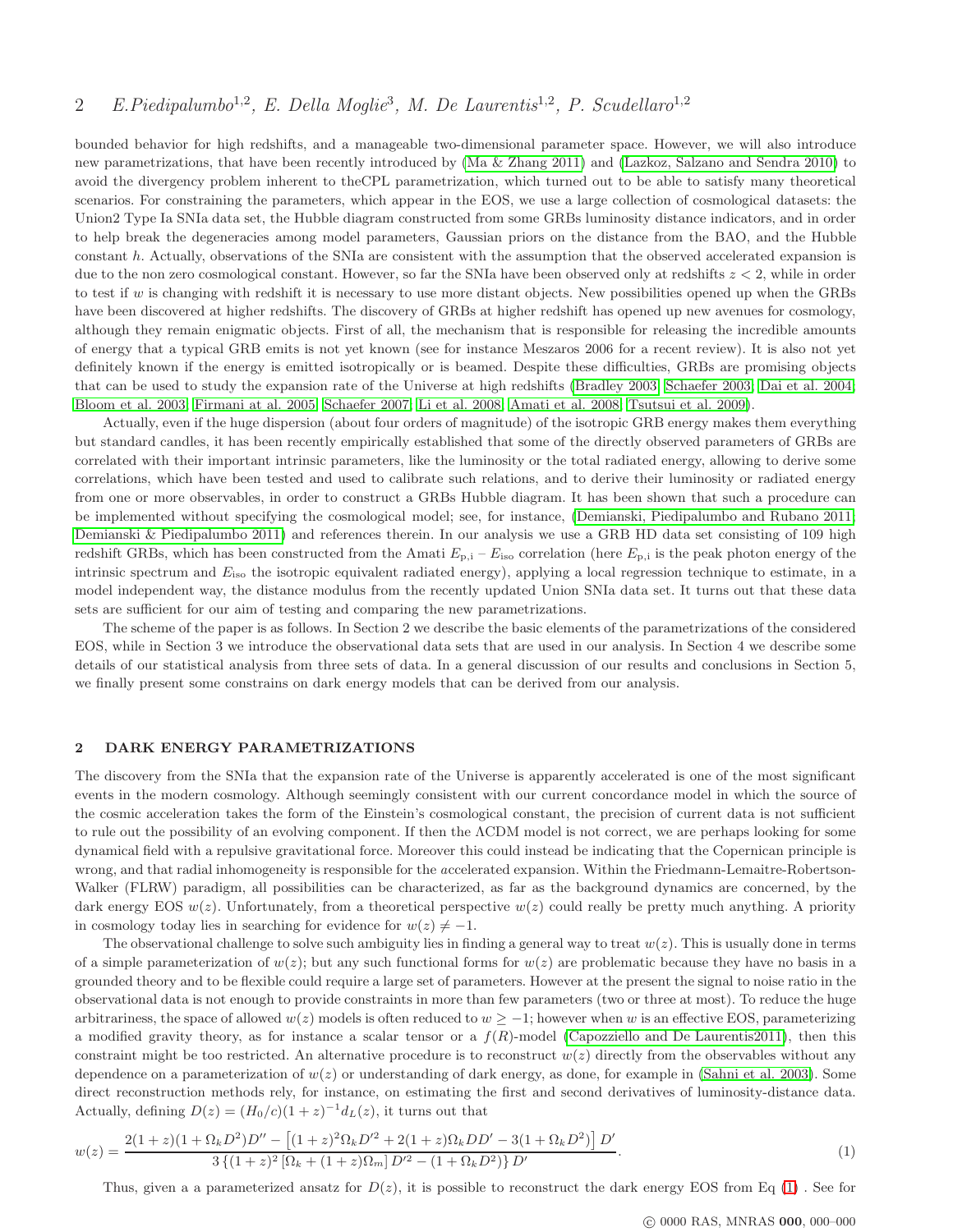bounded behavior for high redshifts, and a manageable two-dimensional parameter space. However, we will also introduce new parametrizations, that have been recently introduced by (Ma & Zhang 2011) and (Lazkoz, Salzano and Sendra 2010) to avoid the divergency problem inherent to theCPL parametrization, which turned out to be able to satisfy many theoretical scenarios. For constraining the parameters, which appear in the EOS, we use a large collection of cosmological datasets: the Union2 Type Ia SNIa data set, the Hubble diagram constructed from some GRBs luminosity distance indicators, and in order to help break the degeneracies among model parameters, Gaussian priors on the distance from the BAO, and the Hubble constant $h$. Actually, observations of the SNIa are consistent with the assumption that the observed accelerated expansion is due to the non zero cosmological constant. However, so far the SNIa have been observed only at redshifts $z < 2$, while in order to test if $w$ is changing with redshift it is necessary to use more distant objects. New possibilities opened up when the GRBs have been discovered at higher redshifts. The discovery of GRBs at higher redshift has opened up new avenues for cosmology, although they remain enigmatic objects. First of all, the mechanism that is responsible for releasing the incredible amounts of energy that a typical GRB emits is not yet known (see for instance Meszaros 2006 for a recent review). It is also not yet definitely known if the energy is emitted isotropically or is beamed. Despite these difficulties, GRBs are promising objects that can be used to study the expansion rate of the Universe at high redshifts (Bradley 2003; Schaefer 2003; Dai et al. 2004; Bloom et al. 2003; Firmani at al. 2005; Schaefer 2007; Li et al. 2008; Amati et al. 2008; Tsutsui et al. 2009).

Actually, even if the huge dispersion (about four orders of magnitude) of the isotropic GRB energy makes them everything but standard candles, it has been recently empirically established that some of the directly observed parameters of GRBs are correlated with their important intrinsic parameters, like the luminosity or the total radiated energy, allowing to derive some correlations, which have been tested and used to calibrate such relations, and to derive their luminosity or radiated energy from one or more observables, in order to construct a GRBs Hubble diagram. It has been shown that such a procedure can be implemented without specifying the cosmological model; see, for instance, (Demianski, Piedipalumbo and Rubano 2011; Demianski & Piedipalumbo 2011) and references therein. In our analysis we use a GRB HD data set consisting of 109 high redshift GRBs, which has been constructed from the Amati $E_{\rm p,i} - E_{\rm iso}$ correlation (here $E_{\rm p,i}$ is the peak photon energy of the intrinsic spectrum and $E_{\rm iso}$ the isotropic equivalent radiated energy), applying a local regression technique to estimate, in a model independent way, the distance modulus from the recently updated Union SNIa data set. It turns out that these data sets are sufficient for our aim of testing and comparing the new parametrizations.

The scheme of the paper is as follows. In Section 2 we describe the basic elements of the parametrizations of the considered EOS, while in Section 3 we introduce the observational data sets that are used in our analysis. In Section 4 we describe some details of our statistical analysis from three sets of data. In a general discussion of our results and conclusions in Section 5, we finally present some constrains on dark energy models that can be derived from our analysis.

## 2 DARK ENERGY PARAMETRIZATIONS

The discovery from the SNIa that the expansion rate of the Universe is apparently accelerated is one of the most significant events in the modern cosmology. Although seemingly consistent with our current concordance model in which the source of the cosmic acceleration takes the form of the Einstein's cosmological constant, the precision of current data is not sufficient to rule out the possibility of an evolving component. If then the ΛCDM model is not correct, we are perhaps looking for some dynamical field with a repulsive gravitational force. Moreover this could instead be indicating that the Copernican principle is wrong, and that radial inhomogeneity is responsible for the accelerated expansion. Within the Friedmann-Lemaitre-Robertson-Walker (FLRW) paradigm, all possibilities can be characterized, as far as the background dynamics are concerned, by the dark energy EOS $w(z)$. Unfortunately, from a theoretical perspective $w(z)$ could really be pretty much anything. A priority in cosmology today lies in searching for evidence for $w(z) \neq -1$.

The observational challenge to solve such ambiguity lies in finding a general way to treat $w(z)$. This is usually done in terms of a simple parameterization of $w(z)$; but any such functional forms for $w(z)$ are problematic because they have no basis in a grounded theory and to be flexible could require a large set of parameters. However at the present the signal to noise ratio in the observational data is not enough to provide constraints in more than few parameters (two or three at most). To reduce the huge arbitrariness, the space of allowed $w(z)$ models is often reduced to $w \geq -1$; however when $w$ is an effective EOS, parameterizing a modified gravity theory, as for instance a scalar tensor or a $f(R)$-model (Capozziello and De Laurentis2011), then this constraint might be too restricted. An alternative procedure is to reconstruct $w(z)$ directly from the observables without any dependence on a parameterization of $w(z)$ or understanding of dark energy, as done, for example in (Sahni et al. 2003). Some direct reconstruction methods rely, for instance, on estimating the first and second derivatives of luminosity-distance data. Actually, defining $D(z) = (H_0/c)(1+z)^{-1} d_L(z)$, it turns out that

$$w(z) = \frac{2(1+z)(1+\Omega_k D^2)D'' - \left[(1+z)^2\Omega_k D'^2 + 2(1+z)\Omega_k D D' - 3(1+\Omega_k D^2)\right] D'}{3\left\{(1+z)^2\left[\Omega_k + (1+z)\Omega_m\right] D'^2 - (1+\Omega_k D^2)\right\} D'}. \tag{1}$$

Thus, given a a parameterized ansatz for $D(z)$, it is possible to reconstruct the dark energy EOS from Eq (1) . See for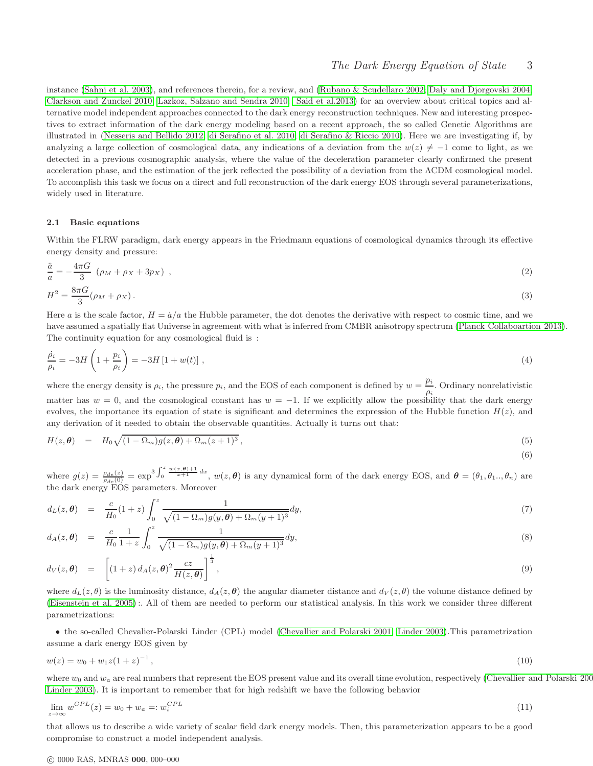instance (Sahni et al. 2003), and references therein, for a review, and (Rubano & Scudellaro 2002; Daly and Djorgovski 2004; Clarkson and Zunckel 2010; Lazkoz, Salzano and Sendra 2010; Said et al.2013) for an overview about critical topics and alternative model independent approaches connected to the dark energy reconstruction techniques. New and interesting prospectives to extract information of the dark energy modeling based on a recent approach, the so called Genetic Algorithms are illustrated in (Nesseris and Bellido 2012; di Serafino et al. 2010; di Serafino & Riccio 2010). Here we are investigating if, by analyzing a large collection of cosmological data, any indications of a deviation from the $w(z) \neq -1$ come to light, as we detected in a previous cosmographic analysis, where the value of the deceleration parameter clearly confirmed the present acceleration phase, and the estimation of the jerk reflected the possibility of a deviation from the ΛCDM cosmological model. To accomplish this task we focus on a direct and full reconstruction of the dark energy EOS through several parameterizations, widely used in literature.

### 2.1 Basic equations

Within the FLRW paradigm, dark energy appears in the Friedmann equations of cosmological dynamics through its effective energy density and pressure:

$$\frac{\ddot{a}}{a} = -\frac{4\pi G}{3}\,\left(\rho_M + \rho_X + 3p_X\right)\,, \tag{2}$$

$$H^2 = \frac{8\pi G}{3}(\rho_M + \rho_X)\,. \tag{3}$$

Here $a$ is the scale factor, $H = \dot{a}/a$ the Hubble parameter, the dot denotes the derivative with respect to cosmic time, and we have assumed a spatially flat Universe in agreement with what is inferred from CMBR anisotropy spectrum (Planck Collaboartion 2013). The continuity equation for any cosmological fluid is :

$$\frac{\dot{\rho}_i}{\rho_i} = -3H\left(1 + \frac{p_i}{\rho_i}\right) = -3H\left[1 + w(t)\right]\,, \tag{4}$$

where the energy density is $\rho_i$, the pressure $p_i$, and the EOS of each component is defined by $w = \frac{p_i}{\rho_i}$. Ordinary nonrelativistic matter has $w = 0$, and the cosmological constant has $w = -1$. If we explicitly allow the possibility that the dark energy evolves, the importance its equation of state is significant and determines the expression of the Hubble function $H(z)$, and any derivation of it needed to obtain the observable quantities. Actually it turns out that:

$$H(z, \boldsymbol{\theta}) = H_0\sqrt{(1-\Omega_m)g(z,\boldsymbol{\theta}) + \Omega_m(z+1)^3}\,, \tag{5}$$

$$\tag{6}$$

where $g(z) = \frac{\rho_{de}(z)}{\rho_{de}(0)} = \exp^3 \int_0^z \frac{w(x,\boldsymbol{\theta})+1}{x+1}\,dx$, $w(z,\boldsymbol{\theta})$ is any dynamical form of the dark energy EOS, and $\boldsymbol{\theta} = (\theta_1, \theta_1.., \theta_n)$ are the dark energy EOS parameters. Moreover

$$d_L(z, \boldsymbol{\theta}) = \frac{c}{H_0}(1+z)\int_0^z \frac{1}{\sqrt{(1-\Omega_m)g(y,\boldsymbol{\theta}) + \Omega_m(y+1)^3}}dy, \tag{7}$$

$$d_A(z, \boldsymbol{\theta}) = \frac{c}{H_0}\frac{1}{1+z}\int_0^z \frac{1}{\sqrt{(1-\Omega_m)g(y,\boldsymbol{\theta}) + \Omega_m(y+1)^3}}dy, \tag{8}$$

$$d_V(z, \boldsymbol{\theta}) = \left[(1+z)\,d_A(z,\boldsymbol{\theta})^2\frac{cz}{H(z,\boldsymbol{\theta})}\right]^{\frac{1}{3}}, \tag{9}$$

where $d_L(z, \theta)$ is the luminosity distance, $d_A(z, \boldsymbol{\theta})$ the angular diameter distance and $d_V(z, \theta)$ the volume distance defined by (Eisenstein et al. 2005) :. All of them are needed to perform our statistical analysis. In this work we consider three different parametrizations:

• the so-called Chevalier-Polarski Linder (CPL) model (Chevallier and Polarski 2001; Linder 2003).This parametrization assume a dark energy EOS given by

$$w(z) = w_0 + w_1 z(1+z)^{-1}\,, \tag{10}$$

where $w_0$ and $w_a$ are real numbers that represent the EOS present value and its overall time evolution, respectively (Chevallier and Polarski 200 Linder 2003). It is important to remember that for high redshift we have the following behavior

$$\lim_{z\to\infty} w^{CPL}(z) = w_0 + w_a =: w_i^{CPL} \tag{11}$$

that allows us to describe a wide variety of scalar field dark energy models. Then, this parameterization appears to be a good compromise to construct a model independent analysis.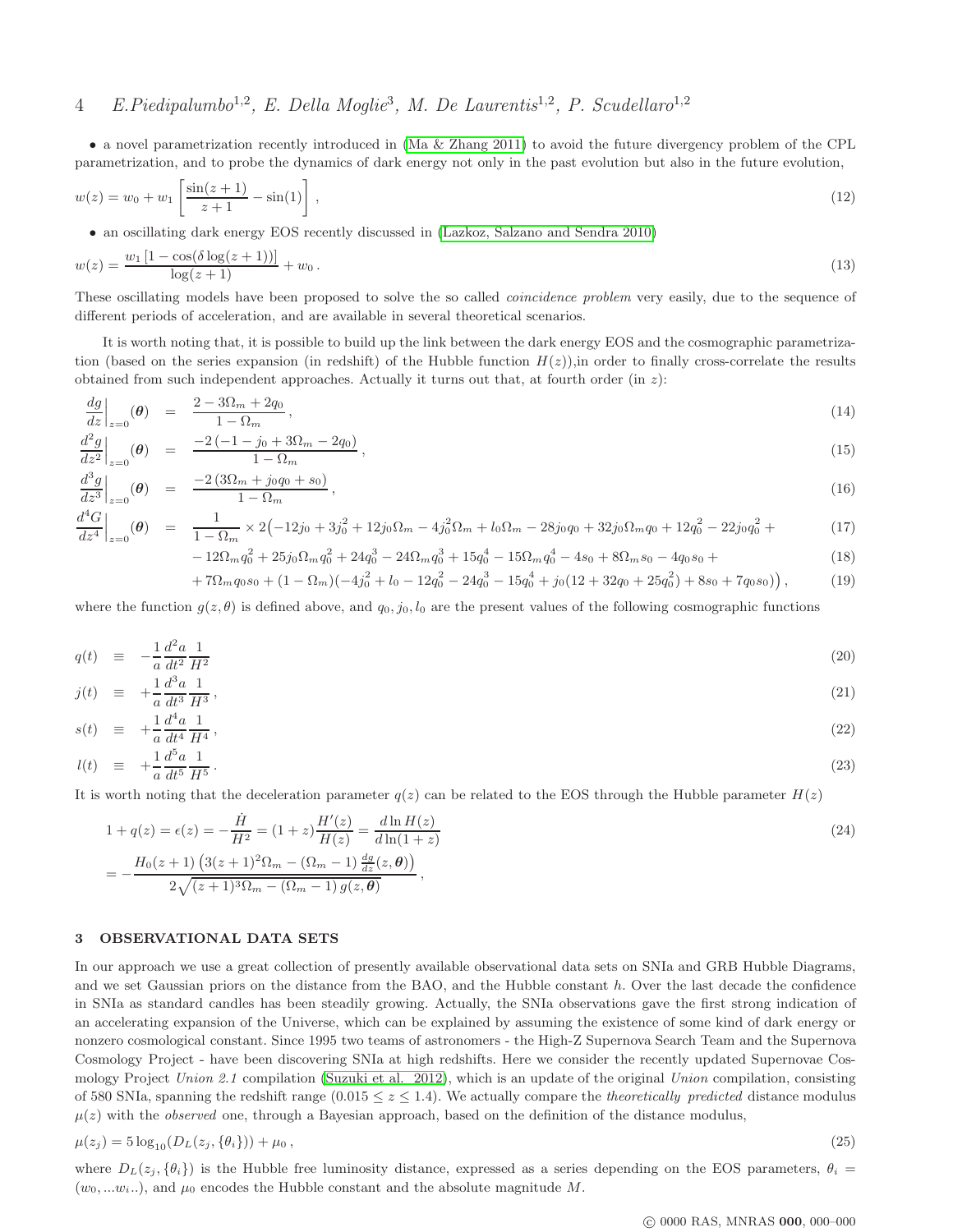• a novel parametrization recently introduced in (Ma & Zhang 2011) to avoid the future divergency problem of the CPL parametrization, and to probe the dynamics of dark energy not only in the past evolution but also in the future evolution,

$$w(z) = w_0 + w_1 \left[\frac{\sin(z+1)}{z+1} - \sin(1)\right], \tag{12}$$

• an oscillating dark energy EOS recently discussed in (Lazkoz, Salzano and Sendra 2010)

$$w(z) = \frac{w_1 \left[1 - \cos(\delta \log(z+1))\right]}{\log(z+1)} + w_0 . \tag{13}$$

These oscillating models have been proposed to solve the so called *coincidence problem* very easily, due to the sequence of different periods of acceleration, and are available in several theoretical scenarios.

It is worth noting that, it is possible to build up the link between the dark energy EOS and the cosmographic parametrization (based on the series expansion (in redshift) of the Hubble function $H(z)$),in order to finally cross-correlate the results obtained from such independent approaches. Actually it turns out that, at fourth order (in $z$):

$$\left.\frac{dg}{dz}\right|_{z=0}(\boldsymbol{\theta}) = \frac{2 - 3\Omega_m + 2q_0}{1-\Omega_m}, \tag{14}$$

$$\left.\frac{d^2g}{dz^2}\right|_{z=0}(\boldsymbol{\theta}) = \frac{-2\left(-1 - j_0 + 3\Omega_m - 2q_0\right)}{1-\Omega_m}, \tag{15}$$

$$\left.\frac{d^3g}{dz^3}\right|_{z=0}(\boldsymbol{\theta}) = \frac{-2\left(3\Omega_m + j_0 q_0 + s_0\right)}{1-\Omega_m}, \tag{16}$$

$$\begin{aligned}
\left.\frac{d^4G}{dz^4}\right|_{z=0}(\boldsymbol{\theta}) = {} & \frac{1}{1-\Omega_m} \times 2\big(-12j_0 + 3j_0^2 + 12j_0\Omega_m - 4j_0^2\Omega_m + l_0\Omega_m - 28j_0q_0 + 32j_0\Omega_m q_0 + 12q_0^2 - 22j_0q_0^2 + \quad (17)\\
& -12\Omega_m q_0^2 + 25j_0\Omega_m q_0^2 + 24q_0^3 - 24\Omega_m q_0^3 + 15q_0^4 - 15\Omega_m q_0^4 - 4s_0 + 8\Omega_m s_0 - 4q_0 s_0 + \quad (18)\\
& + 7\Omega_m q_0 s_0 + (1-\Omega_m)(-4j_0^2 + l_0 - 12q_0^2 - 24q_0^3 - 15q_0^4 + j_0(12 + 32q_0 + 25q_0^2) + 8s_0 + 7q_0 s_0)\big), \quad (19)
\end{aligned}$$

where the function $g(z, \theta)$ is defined above, and $q_0, j_0, l_0$ are the present values of the following cosmographic functions

$$q(t) \equiv -\frac{1}{a}\frac{d^2a}{dt^2}\frac{1}{H^2} \tag{20}$$

$$j(t) \equiv +\frac{1}{a}\frac{d^3a}{dt^3}\frac{1}{H^3}, \tag{21}$$

$$s(t) \equiv +\frac{1}{a}\frac{d^4a}{dt^4}\frac{1}{H^4}, \tag{22}$$

$$l(t) \equiv +\frac{1}{a}\frac{d^5a}{dt^5}\frac{1}{H^5}. \tag{23}$$

It is worth noting that the deceleration parameter $q(z)$ can be related to the EOS through the Hubble parameter $H(z)$

$$\begin{aligned}
1 + q(z) = \epsilon(z) = -\frac{\dot{H}}{H^2} = (1+z)\frac{H'(z)}{H(z)} = \frac{d\ln H(z)}{d\ln(1+z)} \\
= -\frac{H_0(z+1)\left(3(z+1)^2\Omega_m - (\Omega_m - 1)\frac{dg}{dz}(z,\boldsymbol{\theta})\right)}{2\sqrt{(z+1)^3\Omega_m - (\Omega_m - 1)\, g(z,\boldsymbol{\theta})}},
\end{aligned} \tag{24}$$

## 3 OBSERVATIONAL DATA SETS

In our approach we use a great collection of presently available observational data sets on SNIa and GRB Hubble Diagrams, and we set Gaussian priors on the distance from the BAO, and the Hubble constant $h$. Over the last decade the confidence in SNIa as standard candles has been steadily growing. Actually, the SNIa observations gave the first strong indication of an accelerating expansion of the Universe, which can be explained by assuming the existence of some kind of dark energy or nonzero cosmological constant. Since 1995 two teams of astronomers - the High-Z Supernova Search Team and the Supernova Cosmology Project - have been discovering SNIa at high redshifts. Here we consider the recently updated Supernovae Cosmology Project *Union 2.1* compilation (Suzuki et al. 2012), which is an update of the original *Union* compilation, consisting of 580 SNIa, spanning the redshift range ($0.015 \leq z \leq 1.4$). We actually compare the *theoretically predicted* distance modulus $\mu(z)$ with the *observed* one, through a Bayesian approach, based on the definition of the distance modulus,

$$\mu(z_j) = 5\log_{10}(D_L(z_j, \{\theta_i\})) + \mu_0, \tag{25}$$

where $D_L(z_j, \{\theta_i\})$ is the Hubble free luminosity distance, expressed as a series depending on the EOS parameters, $\theta_i = (w_0, ...w_i..)$, and $\mu_0$ encodes the Hubble constant and the absolute magnitude $M$.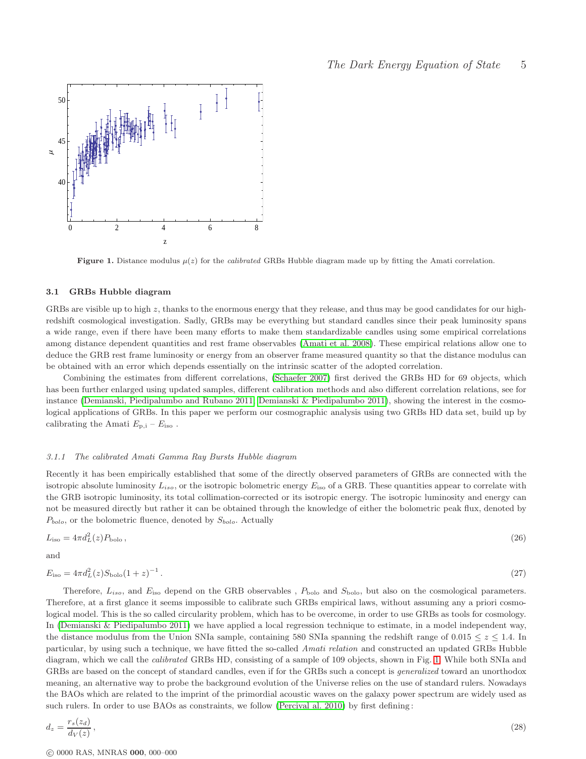Figure 1. Distance modulus $\mu(z)$ for the *calibrated* GRBs Hubble diagram made up by fitting the Amati correlation.

### 3.1 GRBs Hubble diagram

GRBs are visible up to high $z$, thanks to the enormous energy that they release, and thus may be good candidates for our high-redshift cosmological investigation. Sadly, GRBs may be everything but standard candles since their peak luminosity spans a wide range, even if there have been many efforts to make them standardizable candles using some empirical correlations among distance dependent quantities and rest frame observables (Amati et al. 2008). These empirical relations allow one to deduce the GRB rest frame luminosity or energy from an observer frame measured quantity so that the distance modulus can be obtained with an error which depends essentially on the intrinsic scatter of the adopted correlation.

Combining the estimates from different correlations, (Schaefer 2007) first derived the GRBs HD for 69 objects, which has been further enlarged using updated samples, different calibration methods and also different correlation relations, see for instance (Demianski, Piedipalumbo and Rubano 2011; Demianski & Piedipalumbo 2011), showing the interest in the cosmological applications of GRBs. In this paper we perform our cosmographic analysis using two GRBs HD data set, build up by calibrating the Amati $E_{\rm p,i} - E_{\rm iso}$ .

#### 3.1.1 The calibrated Amati Gamma Ray Bursts Hubble diagram

Recently it has been empirically established that some of the directly observed parameters of GRBs are connected with the isotropic absolute luminosity $L_{iso}$, or the isotropic bolometric energy $E_{\rm iso}$ of a GRB. These quantities appear to correlate with the GRB isotropic luminosity, its total collimation-corrected or its isotropic energy. The isotropic luminosity and energy can not be measured directly but rather it can be obtained through the knowledge of either the bolometric peak flux, denoted by $P_{bolo}$, or the bolometric fluence, denoted by $S_{bolo}$. Actually

$$L_{\rm iso} = 4\pi d_L^2(z) P_{\rm bolo}\,, \tag{26}$$

and

$$E_{\rm iso} = 4\pi d_L^2(z) S_{\rm bolo}(1+z)^{-1}\,. \tag{27}$$

Therefore, $L_{iso}$, and $E_{\rm iso}$ depend on the GRB observables , $P_{\rm bolo}$ and $S_{\rm bolo}$, but also on the cosmological parameters. Therefore, at a first glance it seems impossible to calibrate such GRBs empirical laws, without assuming any a priori cosmological model. This is the so called circularity problem, which has to be overcome, in order to use GRBs as tools for cosmology. In (Demianski & Piedipalumbo 2011) we have applied a local regression technique to estimate, in a model independent way, the distance modulus from the Union SNIa sample, containing 580 SNIa spanning the redshift range of $0.015 \leq z \leq 1.4$. In particular, by using such a technique, we have fitted the so-called *Amati relation* and constructed an updated GRBs Hubble diagram, which we call the *calibrated* GRBs HD, consisting of a sample of 109 objects, shown in Fig. 1. While both SNIa and GRBs are based on the concept of standard candles, even if for the GRBs such a concept is *generalized* toward an unorthodox meaning, an alternative way to probe the background evolution of the Universe relies on the use of standard rulers. Nowadays the BAOs which are related to the imprint of the primordial acoustic waves on the galaxy power spectrum are widely used as such rulers. In order to use BAOs as constraints, we follow (Percival al. 2010) by first defining :

$$d_z = \frac{r_s(z_d)}{d_V(z)}\,, \tag{28}$$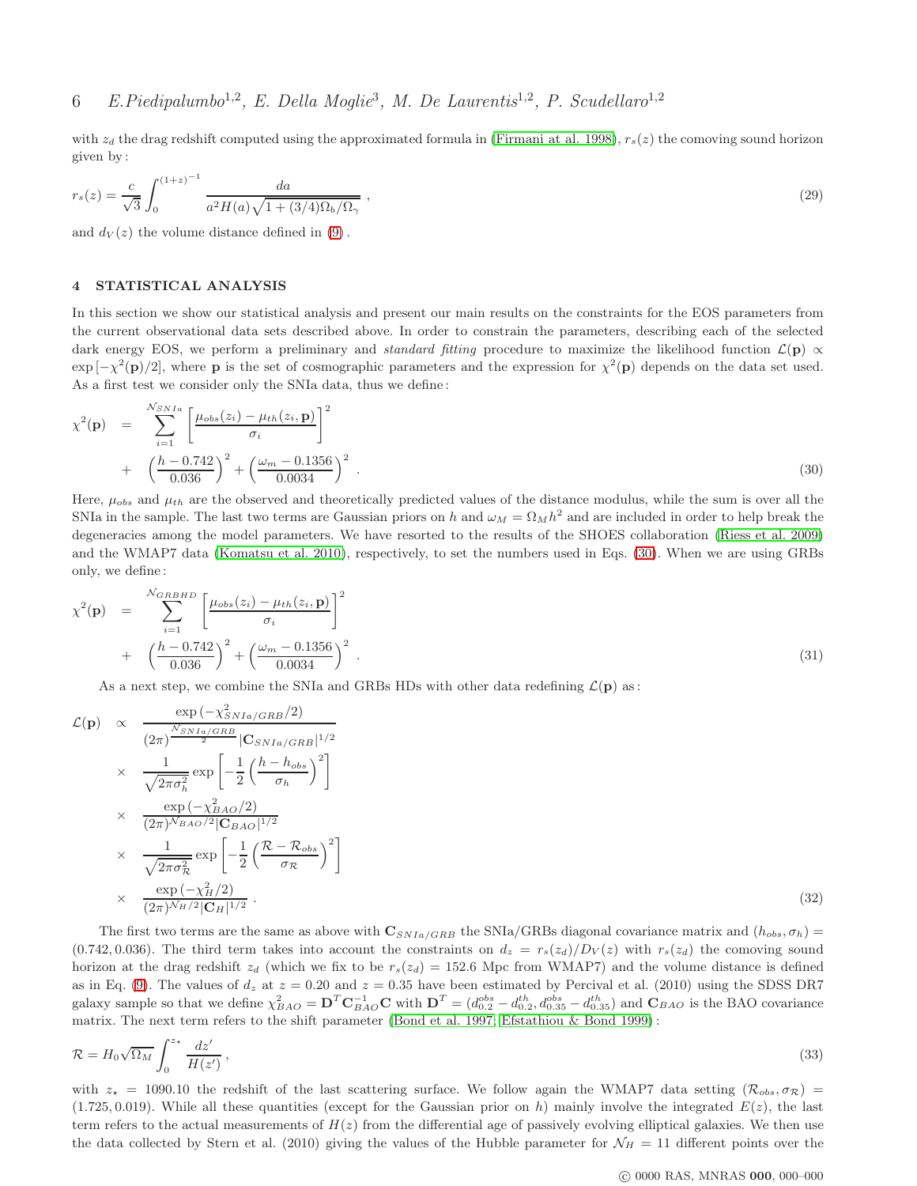with $z_d$ the drag redshift computed using the approximated formula in (Firmani at al. 1998), $r_s(z)$ the comoving sound horizon given by:

$$r_s(z) = \frac{c}{\sqrt{3}} \int_0^{(1+z)^{-1}} \frac{da}{a^2 H(a)\sqrt{1+(3/4)\Omega_b/\Omega_\gamma}} \,, \tag{29}$$

and $d_V(z)$ the volume distance defined in (9).

## 4 STATISTICAL ANALYSIS

In this section we show our statistical analysis and present our main results on the constraints for the EOS parameters from the current observational data sets described above. In order to constrain the parameters, describing each of the selected dark energy EOS, we perform a preliminary and *standard fitting* procedure to maximize the likelihood function $\mathcal{L}(\mathbf{p}) \propto \exp[-\chi^2(\mathbf{p})/2]$, where $\mathbf{p}$ is the set of cosmographic parameters and the expression for $\chi^2(\mathbf{p})$ depends on the data set used. As a first test we consider only the SNIa data, thus we define:

$$\begin{aligned} \chi^2(\mathbf{p}) &= \sum_{i=1}^{\mathcal{N}_{SNIa}} \left[\frac{\mu_{obs}(z_i) - \mu_{th}(z_i, \mathbf{p})}{\sigma_i}\right]^2 \\ &+ \left(\frac{h - 0.742}{0.036}\right)^2 + \left(\frac{\omega_m - 0.1356}{0.0034}\right)^2 . \end{aligned} \tag{30}$$

Here, $\mu_{obs}$ and $\mu_{th}$ are the observed and theoretically predicted values of the distance modulus, while the sum is over all the SNIa in the sample. The last two terms are Gaussian priors on $h$ and $\omega_M = \Omega_M h^2$ and are included in order to help break the degeneracies among the model parameters. We have resorted to the results of the SHOES collaboration (Riess et al. 2009) and the WMAP7 data (Komatsu et al. 2010), respectively, to set the numbers used in Eqs. (30). When we are using GRBs only, we define:

$$\begin{aligned} \chi^2(\mathbf{p}) &= \sum_{i=1}^{\mathcal{N}_{GRBHD}} \left[\frac{\mu_{obs}(z_i) - \mu_{th}(z_i, \mathbf{p})}{\sigma_i}\right]^2 \\ &+ \left(\frac{h - 0.742}{0.036}\right)^2 + \left(\frac{\omega_m - 0.1356}{0.0034}\right)^2 . \end{aligned} \tag{31}$$

As a next step, we combine the SNIa and GRBs HDs with other data redefining $\mathcal{L}(\mathbf{p})$ as:

$$\begin{aligned} \mathcal{L}(\mathbf{p}) &\propto \frac{\exp(-\chi^2_{SNIa/GRB}/2)}{(2\pi)^{\frac{\mathcal{N}_{SNIa/GRB}}{2}} |\mathbf{C}_{SNIa/GRB}|^{1/2}} \\ &\times \frac{1}{\sqrt{2\pi\sigma_h^2}} \exp\left[-\frac{1}{2}\left(\frac{h - h_{obs}}{\sigma_h}\right)^2\right] \\ &\times \frac{\exp(-\chi^2_{BAO}/2)}{(2\pi)^{\mathcal{N}_{BAO}/2} |\mathbf{C}_{BAO}|^{1/2}} \\ &\times \frac{1}{\sqrt{2\pi\sigma_{\mathcal{R}}^2}} \exp\left[-\frac{1}{2}\left(\frac{\mathcal{R} - \mathcal{R}_{obs}}{\sigma_{\mathcal{R}}}\right)^2\right] \\ &\times \frac{\exp(-\chi^2_H/2)}{(2\pi)^{\mathcal{N}_H/2} |\mathbf{C}_H|^{1/2}} . \end{aligned} \tag{32}$$

The first two terms are the same as above with $\mathbf{C}_{SNIa/GRB}$ the SNIa/GRBs diagonal covariance matrix and $(h_{obs}, \sigma_h) = (0.742, 0.036)$. The third term takes into account the constraints on $d_z = r_s(z_d)/D_V(z)$ with $r_s(z_d)$ the comoving sound horizon at the drag redshift $z_d$ (which we fix to be $r_s(z_d) = 152.6$ Mpc from WMAP7) and the volume distance is defined as in Eq. (9). The values of $d_z$ at $z = 0.20$ and $z = 0.35$ have been estimated by Percival et al. (2010) using the SDSS DR7 galaxy sample so that we define $\chi^2_{BAO} = \mathbf{D}^T \mathbf{C}_{BAO}^{-1} \mathbf{C}$ with $\mathbf{D}^T = (d_{0.2}^{obs} - d_{0.2}^{th}, d_{0.35}^{obs} - d_{0.35}^{th})$ and $\mathbf{C}_{BAO}$ is the BAO covariance matrix. The next term refers to the shift parameter (Bond et al. 1997; Efstathiou & Bond 1999):

$$\mathcal{R} = H_0 \sqrt{\Omega_M} \int_0^{z_\star} \frac{dz'}{H(z')} \,, \tag{33}$$

with $z_\star = 1090.10$ the redshift of the last scattering surface. We follow again the WMAP7 data setting $(\mathcal{R}_{obs}, \sigma_{\mathcal{R}}) = (1.725, 0.019)$. While all these quantities (except for the Gaussian prior on $h$) mainly involve the integrated $E(z)$, the last term refers to the actual measurements of $H(z)$ from the differential age of passively evolving elliptical galaxies. We then use the data collected by Stern et al. (2010) giving the values of the Hubble parameter for $\mathcal{N}_H = 11$ different points over the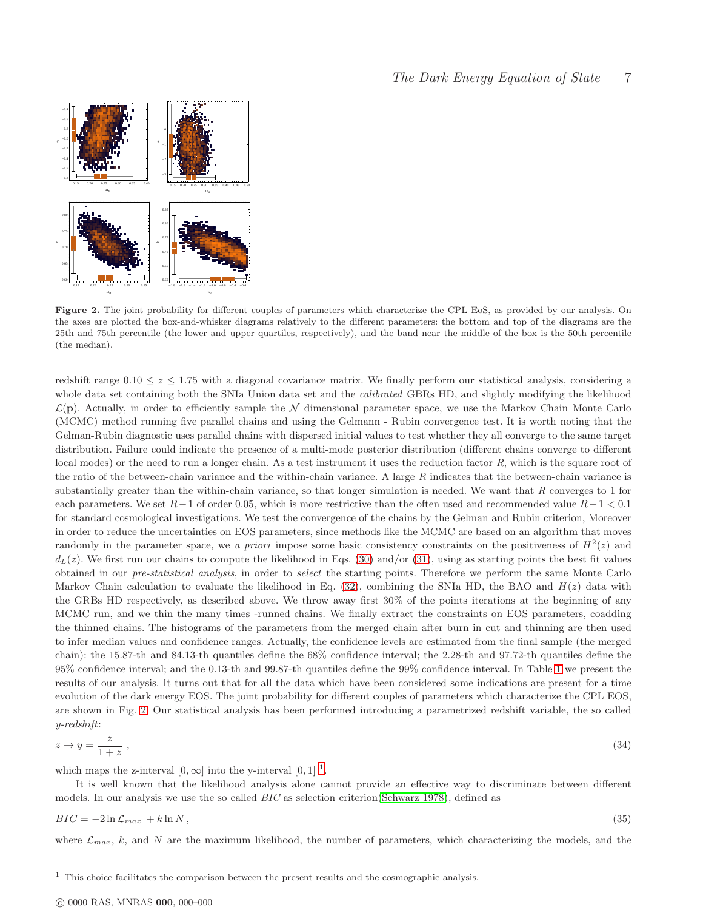**Figure 2.** The joint probability for different couples of parameters which characterize the CPL EoS, as provided by our analysis. On the axes are plotted the box-and-whisker diagrams relatively to the different parameters: the bottom and top of the diagrams are the 25th and 75th percentile (the lower and upper quartiles, respectively), and the band near the middle of the box is the 50th percentile (the median).

redshift range $0.10 \leq z \leq 1.75$ with a diagonal covariance matrix. We finally perform our statistical analysis, considering a whole data set containing both the SNIa Union data set and the *calibrated* GBRs HD, and slightly modifying the likelihood $\mathcal{L}(\mathbf{p})$. Actually, in order to efficiently sample the $\mathcal{N}$ dimensional parameter space, we use the Markov Chain Monte Carlo (MCMC) method running five parallel chains and using the Gelmann - Rubin convergence test. It is worth noting that the Gelman-Rubin diagnostic uses parallel chains with dispersed initial values to test whether they all converge to the same target distribution. Failure could indicate the presence of a multi-mode posterior distribution (different chains converge to different local modes) or the need to run a longer chain. As a test instrument it uses the reduction factor $R$, which is the square root of the ratio of the between-chain variance and the within-chain variance. A large $R$ indicates that the between-chain variance is substantially greater than the within-chain variance, so that longer simulation is needed. We want that $R$ converges to 1 for each parameters. We set $R-1$ of order 0.05, which is more restrictive than the often used and recommended value $R-1 < 0.1$ for standard cosmological investigations. We test the convergence of the chains by the Gelman and Rubin criterion, Moreover in order to reduce the uncertainties on EOS parameters, since methods like the MCMC are based on an algorithm that moves randomly in the parameter space, we *a priori* impose some basic consistency constraints on the positiveness of $H^2(z)$ and $d_L(z)$. We first run our chains to compute the likelihood in Eqs. (30) and/or (31), using as starting points the best fit values obtained in our *pre-statistical analysis*, in order to *select* the starting points. Therefore we perform the same Monte Carlo Markov Chain calculation to evaluate the likelihood in Eq. (32), combining the SNIa HD, the BAO and $H(z)$ data with the GRBs HD respectively, as described above. We throw away first 30% of the points iterations at the beginning of any MCMC run, and we thin the many times -runned chains. We finally extract the constraints on EOS parameters, coadding the thinned chains. The histograms of the parameters from the merged chain after burn in cut and thinning are then used to infer median values and confidence ranges. Actually, the confidence levels are estimated from the final sample (the merged chain): the 15.87-th and 84.13-th quantiles define the 68% confidence interval; the 2.28-th and 97.72-th quantiles define the 95% confidence interval; and the 0.13-th and 99.87-th quantiles define the 99% confidence interval. In Table 1 we present the results of our analysis. It turns out that for all the data which have been considered some indications are present for a time evolution of the dark energy EOS. The joint probability for different couples of parameters which characterize the CPL EOS, are shown in Fig. 2. Our statistical analysis has been performed introducing a parametrized redshift variable, the so called *y-redshift*:

$$z \rightarrow y = \frac{z}{1+z}\,, \tag{34}$$

which maps the z-interval $[0, \infty]$ into the y-interval $[0, 1]$ [1].

It is well known that the likelihood analysis alone cannot provide an effective way to discriminate between different models. In our analysis we use the so called *BIC* as selection criterion(Schwarz 1978), defined as

$$BIC = -2\ln\mathcal{L}_{max} + k\ln N\,, \tag{35}$$

where $\mathcal{L}_{max}$, $k$, and $N$ are the maximum likelihood, the number of parameters, which characterizing the models, and the

[1] This choice facilitates the comparison between the present results and the cosmographic analysis.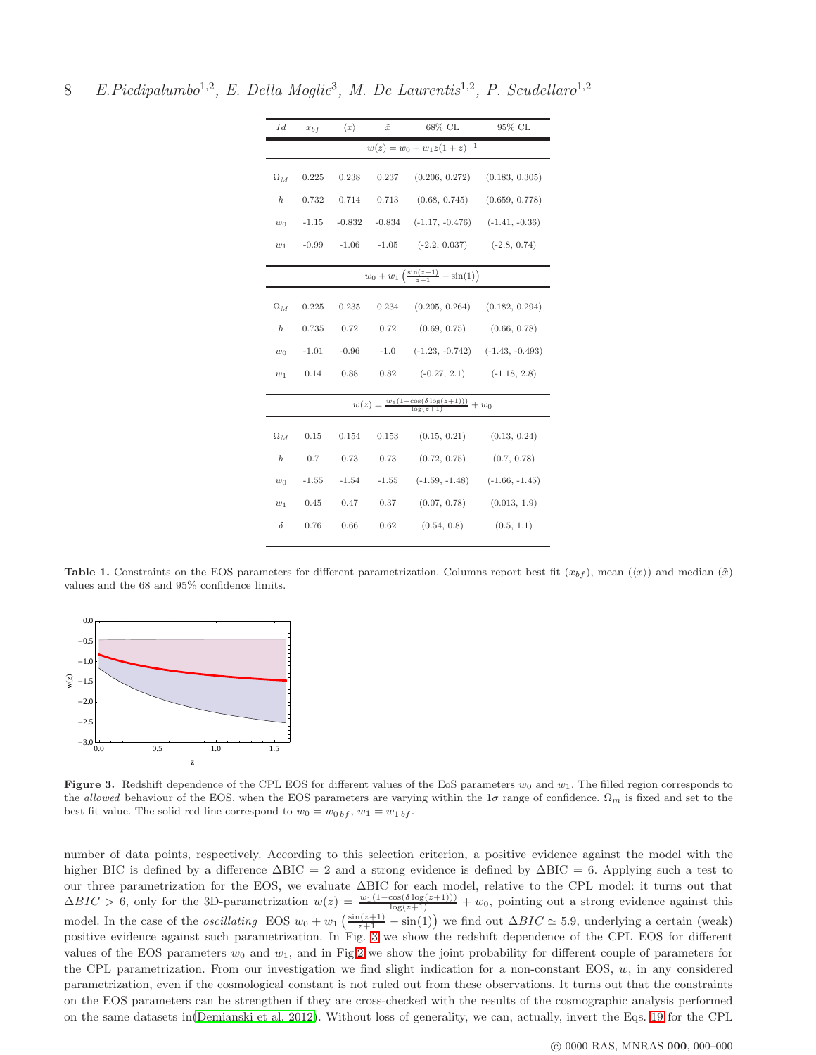| $Id$ | $x_{bf}$ | $\langle x \rangle$ | $\tilde{x}$ | 68% CL | 95% CL |
|---|---|---|---|---|---|
| $w(z) = w_0 + w_1 z(1+z)^{-1}$ | | | | | |
| $\Omega_M$ | 0.225 | 0.238 | 0.237 | (0.206, 0.272) | (0.183, 0.305) |
| $h$ | 0.732 | 0.714 | 0.713 | (0.68, 0.745) | (0.659, 0.778) |
| $w_0$ | -1.15 | -0.832 | -0.834 | (-1.17, -0.476) | (-1.41, -0.36) |
| $w_1$ | -0.99 | -1.06 | -1.05 | (-2.2, 0.037) | (-2.8, 0.74) |
| $w_0 + w_1 \left(\frac{\sin(z+1)}{z+1} - \sin(1)\right)$ | | | | | |
| $\Omega_M$ | 0.225 | 0.235 | 0.234 | (0.205, 0.264) | (0.182, 0.294) |
| $h$ | 0.735 | 0.72 | 0.72 | (0.69, 0.75) | (0.66, 0.78) |
| $w_0$ | -1.01 | -0.96 | -1.0 | (-1.23, -0.742) | (-1.43, -0.493) |
| $w_1$ | 0.14 | 0.88 | 0.82 | (-0.27, 2.1) | (-1.18, 2.8) |
| $w(z) = \frac{w_1(1-\cos(\delta \log(z+1)))}{\log(z+1)} + w_0$ | | | | | |
| $\Omega_M$ | 0.15 | 0.154 | 0.153 | (0.15, 0.21) | (0.13, 0.24) |
| $h$ | 0.7 | 0.73 | 0.73 | (0.72, 0.75) | (0.7, 0.78) |
| $w_0$ | -1.55 | -1.54 | -1.55 | (-1.59, -1.48) | (-1.66, -1.45) |
| $w_1$ | 0.45 | 0.47 | 0.37 | (0.07, 0.78) | (0.013, 1.9) |
| $\delta$ | 0.76 | 0.66 | 0.62 | (0.54, 0.8) | (0.5, 1.1) |

**Table 1.** Constraints on the EOS parameters for different parametrization. Columns report best fit ($x_{bf}$), mean ($\langle x \rangle$) and median ($\tilde{x}$) values and the 68 and 95% confidence limits.

**Figure 3.** Redshift dependence of the CPL EOS for different values of the EoS parameters $w_0$ and $w_1$. The filled region corresponds to the *allowed* behaviour of the EOS, when the EOS parameters are varying within the $1\sigma$ range of confidence. $\Omega_m$ is fixed and set to the best fit value. The solid red line correspond to $w_0 = w_{0\,bf}$, $w_1 = w_{1\,bf}$.

number of data points, respectively. According to this selection criterion, a positive evidence against the model with the higher BIC is defined by a difference $\Delta$BIC = 2 and a strong evidence is defined by $\Delta$BIC = 6. Applying such a test to our three parametrization for the EOS, we evaluate $\Delta$BIC for each model, relative to the CPL model: it turns out that $\Delta BIC > 6$, only for the 3D-parametrization $w(z) = \frac{w_1(1-\cos(\delta \log(z+1)))}{\log(z+1)} + w_0$, pointing out a strong evidence against this model. In the case of the *oscillating* EOS $w_0 + w_1 \left(\frac{\sin(z+1)}{z+1} - \sin(1)\right)$ we find out $\Delta BIC \simeq 5.9$, underlying a certain (weak) positive evidence against such parametrization. In Fig. 3 we show the redshift dependence of the CPL EOS for different values of the EOS parameters $w_0$ and $w_1$, and in Fig.2 we show the joint probability for different couple of parameters for the CPL parametrization. From our investigation we find slight indication for a non-constant EOS, $w$, in any considered parametrization, even if the cosmological constant is not ruled out from these observations. It turns out that the constraints on the EOS parameters can be strengthen if they are cross-checked with the results of the cosmographic analysis performed on the same datasets in(Demianski et al. 2012). Without loss of generality, we can, actually, invert the Eqs. 19 for the CPL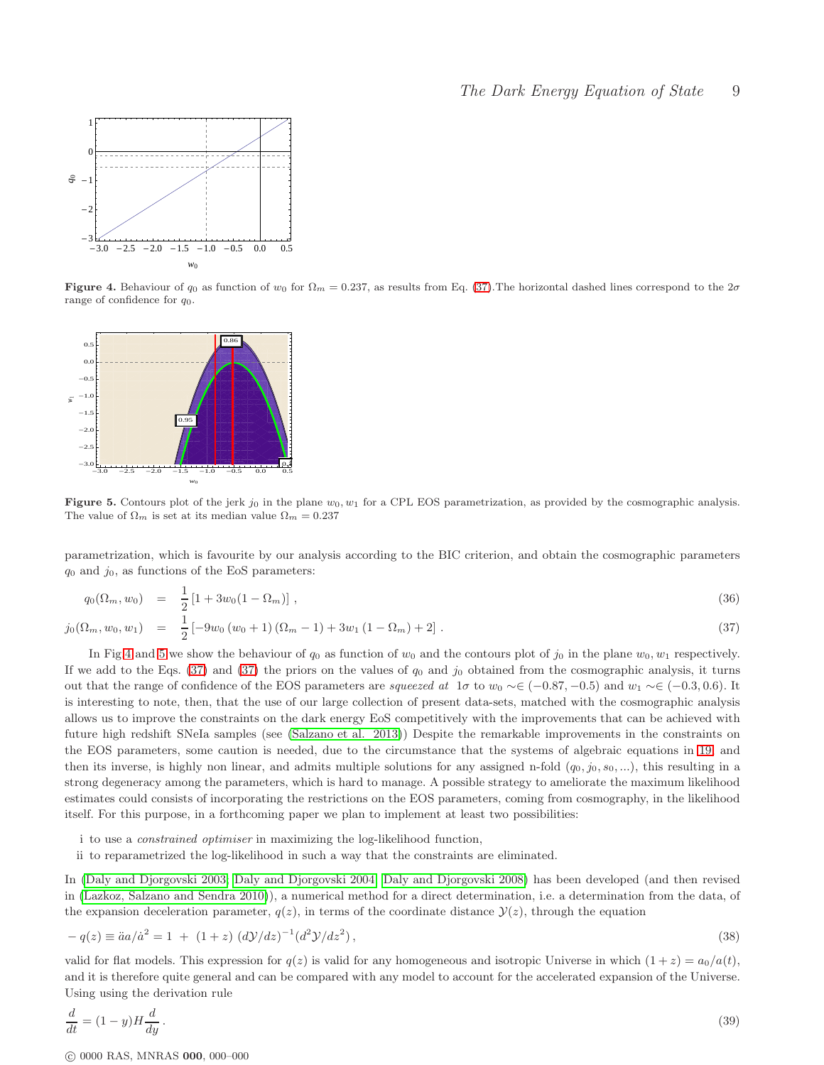**Figure 4.** Behaviour of $q_0$ as function of $w_0$ for $\Omega_m = 0.237$, as results from Eq. (37).The horizontal dashed lines correspond to the $2\sigma$ range of confidence for $q_0$.

**Figure 5.** Contours plot of the jerk $j_0$ in the plane $w_0, w_1$ for a CPL EOS parametrization, as provided by the cosmographic analysis. The value of $\Omega_m$ is set at its median value $\Omega_m = 0.237$

parametrization, which is favourite by our analysis according to the BIC criterion, and obtain the cosmographic parameters $q_0$ and $j_0$, as functions of the EoS parameters:

$$q_0(\Omega_m, w_0) = \frac{1}{2}\left[1 + 3w_0(1-\Omega_m)\right] , \tag{36}$$

$$j_0(\Omega_m, w_0, w_1) = \frac{1}{2}\left[-9w_0\left(w_0+1\right)\left(\Omega_m-1\right) + 3w_1\left(1-\Omega_m\right) + 2\right] . \tag{37}$$

In Fig.4 and 5 we show the behaviour of $q_0$ as function of $w_0$ and the contours plot of $j_0$ in the plane $w_0, w_1$ respectively. If we add to the Eqs. (37) and (37) the priors on the values of $q_0$ and $j_0$ obtained from the cosmographic analysis, it turns out that the range of confidence of the EOS parameters are *squeezed at* $1\sigma$ to $w_0 \sim\in (-0.87, -0.5)$ and $w_1 \sim\in (-0.3, 0.6)$. It is interesting to note, then, that the use of our large collection of present data-sets, matched with the cosmographic analysis allows us to improve the constraints on the dark energy EoS competitively with the improvements that can be achieved with future high redshift SNeIa samples (see (Salzano et al. 2013)) Despite the remarkable improvements in the constraints on the EOS parameters, some caution is needed, due to the circumstance that the systems of algebraic equations in 19 and then its inverse, is highly non linear, and admits multiple solutions for any assigned n-fold $(q_0, j_0, s_0, ...)$, this resulting in a strong degeneracy among the parameters, which is hard to manage. A possible strategy to ameliorate the maximum likelihood estimates could consists of incorporating the restrictions on the EOS parameters, coming from cosmography, in the likelihood itself. For this purpose, in a forthcoming paper we plan to implement at least two possibilities:

i to use a *constrained optimiser* in maximizing the log-likelihood function,

ii to reparametrized the log-likelihood in such a way that the constraints are eliminated.

In (Daly and Djorgovski 2003, Daly and Djorgovski 2004, Daly and Djorgovski 2008) has been developed (and then revised in (Lazkoz, Salzano and Sendra 2010)), a numerical method for a direct determination, i.e. a determination from the data, of the expansion deceleration parameter, $q(z)$, in terms of the coordinate distance $\mathcal{Y}(z)$, through the equation

$$-\,q(z) \equiv \ddot{a}a/\dot{a}^2 = 1 \;+\; (1+z)\;(d\mathcal{Y}/dz)^{-1}(d^2\mathcal{Y}/dz^2)\,, \tag{38}$$

valid for flat models. This expression for $q(z)$ is valid for any homogeneous and isotropic Universe in which $(1+z) = a_0/a(t)$, and it is therefore quite general and can be compared with any model to account for the accelerated expansion of the Universe. Using using the derivation rule

$$\frac{d}{dt} = (1-y)H\frac{d}{dy}\,. \tag{39}$$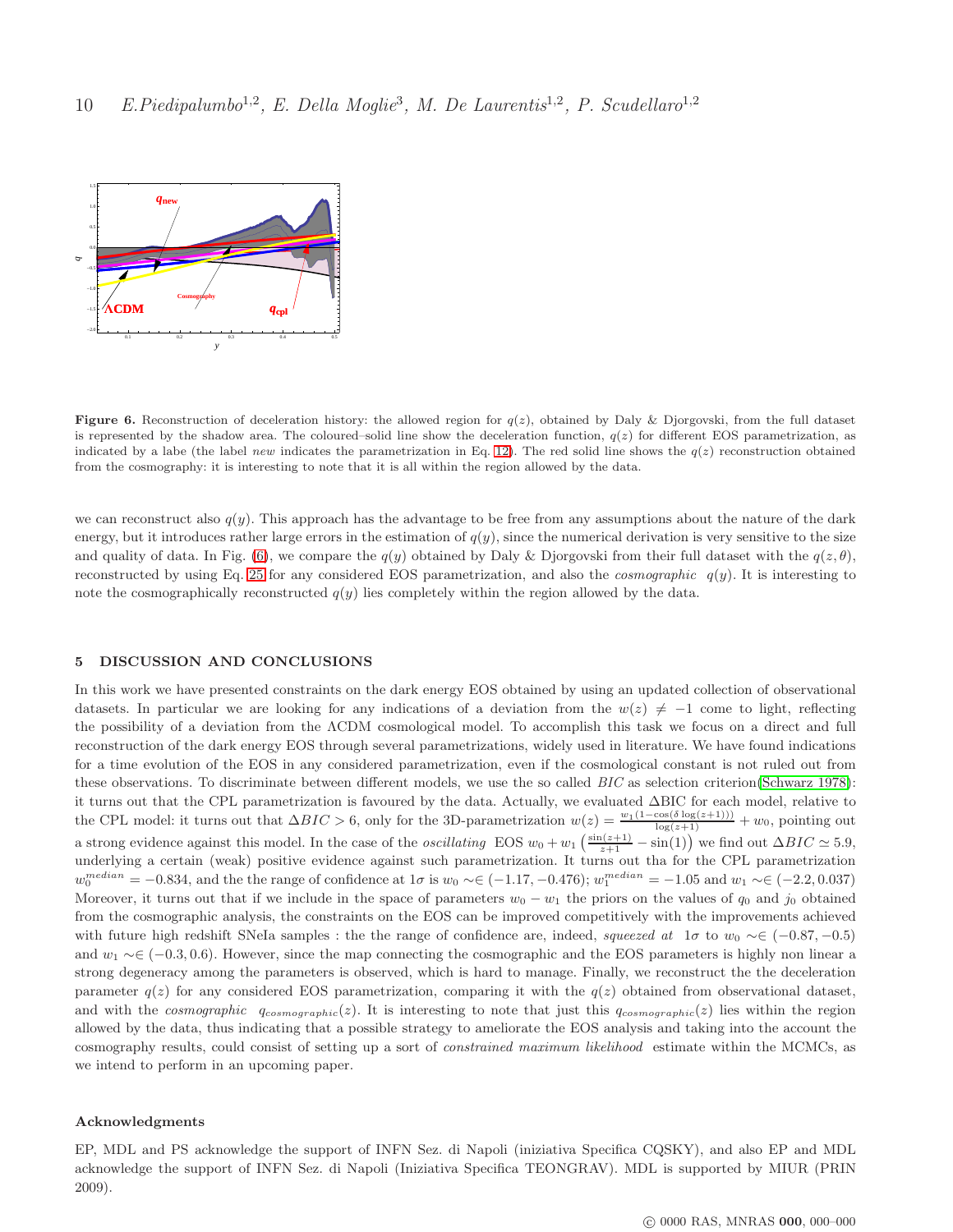**Figure 6.** Reconstruction of deceleration history: the allowed region for $q(z)$, obtained by Daly & Djorgovski, from the full dataset is represented by the shadow area. The coloured–solid line show the deceleration function, $q(z)$ for different EOS parametrization, as indicated by a labe (the label *new* indicates the parametrization in Eq. 12). The red solid line shows the $q(z)$ reconstruction obtained from the cosmography: it is interesting to note that it is all within the region allowed by the data.

we can reconstruct also $q(y)$. This approach has the advantage to be free from any assumptions about the nature of the dark energy, but it introduces rather large errors in the estimation of $q(y)$, since the numerical derivation is very sensitive to the size and quality of data. In Fig. (6), we compare the $q(y)$ obtained by Daly & Djorgovski from their full dataset with the $q(z, \theta)$, reconstructed by using Eq. 25 for any considered EOS parametrization, and also the *cosmographic* $q(y)$. It is interesting to note the cosmographically reconstructed $q(y)$ lies completely within the region allowed by the data.

## 5 DISCUSSION AND CONCLUSIONS

In this work we have presented constraints on the dark energy EOS obtained by using an updated collection of observational datasets. In particular we are looking for any indications of a deviation from the $w(z) \neq -1$ come to light, reflecting the possibility of a deviation from the ΛCDM cosmological model. To accomplish this task we focus on a direct and full reconstruction of the dark energy EOS through several parametrizations, widely used in literature. We have found indications for a time evolution of the EOS in any considered parametrization, even if the cosmological constant is not ruled out from these observations. To discriminate between different models, we use the so called *BIC* as selection criterion(Schwarz 1978): it turns out that the CPL parametrization is favoured by the data. Actually, we evaluated ΔBIC for each model, relative to the CPL model: it turns out that $\Delta BIC > 6$, only for the 3D-parametrization $w(z) = \frac{w_1(1-\cos(\delta \log(z+1)))}{\log(z+1)} + w_0$, pointing out a strong evidence against this model. In the case of the *oscillating* EOS $w_0 + w_1\left(\frac{\sin(z+1)}{z+1} - \sin(1)\right)$ we find out $\Delta BIC \simeq 5.9$, underlying a certain (weak) positive evidence against such parametrization. It turns out tha for the CPL parametrization $w_0^{median} = -0.834$, and the the range of confidence at $1\sigma$ is $w_0 \sim\in (-1.17, -0.476)$; $w_1^{median} = -1.05$ and $w_1 \sim\in (-2.2, 0.037)$ Moreover, it turns out that if we include in the space of parameters $w_0 - w_1$ the priors on the values of $q_0$ and $j_0$ obtained from the cosmographic analysis, the constraints on the EOS can be improved competitively with the improvements achieved with future high redshift SNeIa samples : the the range of confidence are, indeed, *squeezed at* $1\sigma$ to $w_0 \sim\in (-0.87, -0.5)$ and $w_1 \sim\in (-0.3, 0.6)$. However, since the map connecting the cosmographic and the EOS parameters is highly non linear a strong degeneracy among the parameters is observed, which is hard to manage. Finally, we reconstruct the the deceleration parameter $q(z)$ for any considered EOS parametrization, comparing it with the $q(z)$ obtained from observational dataset, and with the *cosmographic* $q_{cosmographic}(z)$. It is interesting to note that just this $q_{cosmographic}(z)$ lies within the region allowed by the data, thus indicating that a possible strategy to ameliorate the EOS analysis and taking into the account the cosmography results, could consist of setting up a sort of *constrained maximum likelihood* estimate within the MCMCs, as we intend to perform in an upcoming paper.

### Acknowledgments

EP, MDL and PS acknowledge the support of INFN Sez. di Napoli (iniziativa Specifica CQSKY), and also EP and MDL acknowledge the support of INFN Sez. di Napoli (Iniziativa Specifica TEONGRAV). MDL is supported by MIUR (PRIN 2009).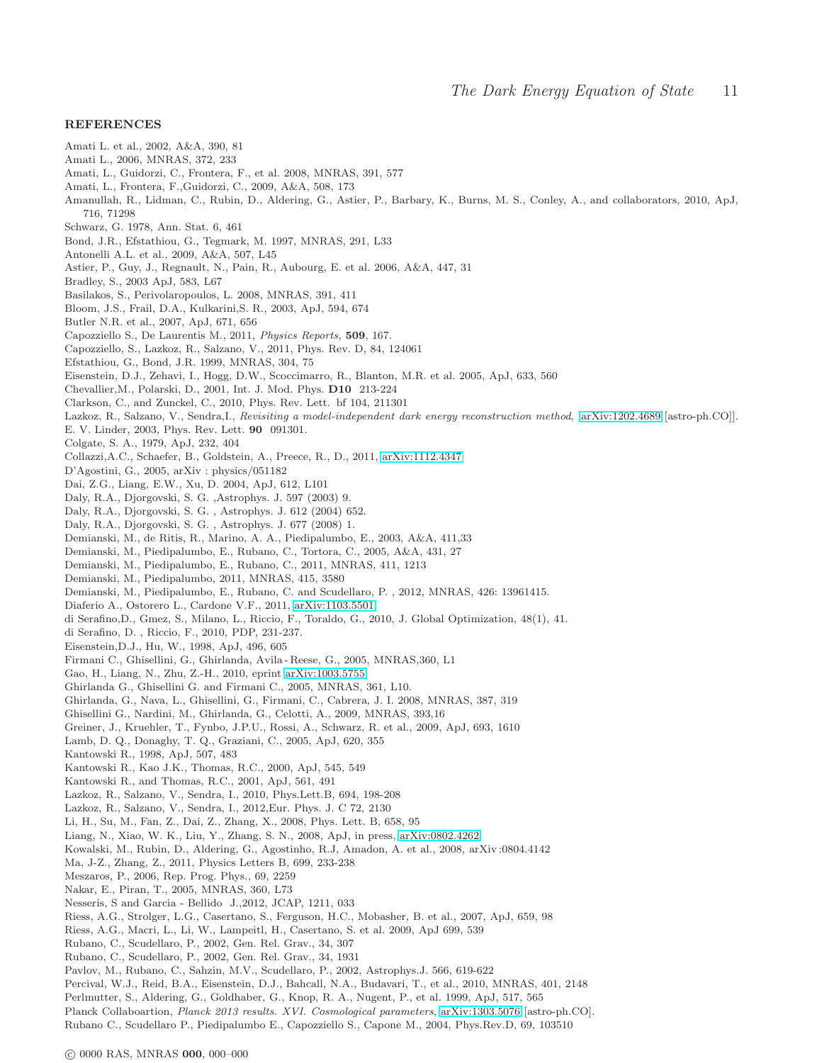## REFERENCES

Amati L. et al., 2002, A&A, 390, 81
Amati L., 2006, MNRAS, 372, 233
Amati, L., Guidorzi, C., Frontera, F., et al. 2008, MNRAS, 391, 577
Amati, L., Frontera, F.,Guidorzi, C., 2009, A&A, 508, 173
Amanullah, R., Lidman, C., Rubin, D., Aldering, G., Astier, P., Barbary, K., Burns, M. S., Conley, A., and collaborators, 2010, ApJ, 716, 71298
Schwarz, G. 1978, Ann. Stat. 6, 461
Bond, J.R., Efstathiou, G., Tegmark, M. 1997, MNRAS, 291, L33
Antonelli A.L. et al., 2009, A&A, 507, L45
Astier, P., Guy, J., Regnault, N., Pain, R., Aubourg, E. et al. 2006, A&A, 447, 31
Bradley, S., 2003 ApJ, 583, L67
Basilakos, S., Perivolaropoulos, L. 2008, MNRAS, 391, 411
Bloom, J.S., Frail, D.A., Kulkarini,S. R., 2003, ApJ, 594, 674
Butler N.R. et al., 2007, ApJ, 671, 656
Capozziello S., De Laurentis M., 2011, *Physics Reports*, **509**, 167.
Capozziello, S., Lazkoz, R., Salzano, V., 2011, Phys. Rev. D, 84, 124061
Efstathiou, G., Bond, J.R. 1999, MNRAS, 304, 75
Eisenstein, D.J., Zehavi, I., Hogg, D.W., Scoccimarro, R., Blanton, M.R. et al. 2005, ApJ, 633, 560
Chevallier,M., Polarski, D., 2001, Int. J. Mod. Phys. **D10** 213-224
Clarkson, C., and Zunckel, C., 2010, Phys. Rev. Lett. bf 104, 211301
Lazkoz, R., Salzano, V., Sendra,I., *Revisiting a model-independent dark energy reconstruction method*, arXiv:1202.4689 [astro-ph.CO]].
E. V. Linder, 2003, Phys. Rev. Lett. **90** 091301.
Colgate, S. A., 1979, ApJ, 232, 404
Collazzi,A.C., Schaefer, B., Goldstein, A., Preece, R., D., 2011, arXiv:1112.4347
D'Agostini, G., 2005, arXiv : physics/051182
Dai, Z.G., Liang, E.W., Xu, D. 2004, ApJ, 612, L101
Daly, R.A., Djorgovski, S. G. ,Astrophys. J. 597 (2003) 9.
Daly, R.A., Djorgovski, S. G. , Astrophys. J. 612 (2004) 652.
Daly, R.A., Djorgovski, S. G. , Astrophys. J. 677 (2008) 1.
Demianski, M., de Ritis, R., Marino, A. A., Piedipalumbo, E., 2003, A&A, 411,33
Demianski, M., Piedipalumbo, E., Rubano, C., Tortora, C., 2005, A&A, 431, 27
Demianski, M., Piedipalumbo, E., Rubano, C., 2011, MNRAS, 411, 1213
Demianski, M., Piedipalumbo, 2011, MNRAS, 415, 3580
Demianski, M., Piedipalumbo, E., Rubano, C. and Scudellaro, P. , 2012, MNRAS, 426: 13961415.
Diaferio A., Ostorero L., Cardone V.F., 2011, arXiv:1103.5501
di Serafino,D., Gmez, S., Milano, L., Riccio, F., Toraldo, G., 2010, J. Global Optimization, 48(1), 41.
di Serafino, D. , Riccio, F., 2010, PDP, 231-237.
Eisenstein,D.J., Hu, W., 1998, ApJ, 496, 605
Firmani C., Ghisellini, G., Ghirlanda, Avila - Reese, G., 2005, MNRAS,360, L1
Gao, H., Liang, N., Zhu, Z.-H., 2010, eprint arXiv:1003.5755
Ghirlanda G., Ghisellini G. and Firmani C., 2005, MNRAS, 361, L10.
Ghirlanda, G., Nava, L., Ghisellini, G., Firmani, C., Cabrera, J. I. 2008, MNRAS, 387, 319
Ghisellini G., Nardini, M., Ghirlanda, G., Celotti, A., 2009, MNRAS, 393,16
Greiner, J., Kruehler, T., Fynbo, J.P.U., Rossi, A., Schwarz, R. et al., 2009, ApJ, 693, 1610
Lamb, D. Q., Donaghy, T. Q., Graziani, C., 2005, ApJ, 620, 355
Kantowski R., 1998, ApJ, 507, 483
Kantowski R., Kao J.K., Thomas, R.C., 2000, ApJ, 545, 549
Kantowski R., and Thomas, R.C., 2001, ApJ, 561, 491
Lazkoz, R., Salzano, V., Sendra, I., 2010, Phys.Lett.B, 694, 198-208
Lazkoz, R., Salzano, V., Sendra, I., 2012,Eur. Phys. J. C 72, 2130
Li, H., Su, M., Fan, Z., Dai, Z., Zhang, X., 2008, Phys. Lett. B, 658, 95
Liang, N., Xiao, W. K., Liu, Y., Zhang, S. N., 2008, ApJ, in press, arXiv:0802.4262
Kowalski, M., Rubin, D., Aldering, G., Agostinho, R.J, Amadon, A. et al., 2008, arXiv :0804.4142
Ma, J-Z., Zhang, Z., 2011, Physics Letters B, 699, 233-238
Meszaros, P., 2006, Rep. Prog. Phys., 69, 2259
Nakar, E., Piran, T., 2005, MNRAS, 360, L73
Nesseris, S and Garcia - Bellido J.,2012, JCAP, 1211, 033
Riess, A.G., Strolger, L.G., Casertano, S., Ferguson, H.C., Mobasher, B. et al., 2007, ApJ, 659, 98
Riess, A.G., Macri, L., Li, W., Lampeitl, H., Casertano, S. et al. 2009, ApJ 699, 539
Rubano, C., Scudellaro, P., 2002, Gen. Rel. Grav., 34, 307
Rubano, C., Scudellaro, P., 2002, Gen. Rel. Grav., 34, 1931
Pavlov, M., Rubano, C., Sahzin, M.V., Scudellaro, P., 2002, Astrophys.J. 566, 619-622
Percival, W.J., Reid, B.A., Eisenstein, D.J., Bahcall, N.A., Budavari, T., et al., 2010, MNRAS, 401, 2148
Perlmutter, S., Aldering, G., Goldhaber, G., Knop, R. A., Nugent, P., et al. 1999, ApJ, 517, 565
Planck Collaboartion, *Planck 2013 results. XVI. Cosmological parameters*, arXiv:1303.5076 [astro-ph.CO].
Rubano C., Scudellaro P., Piedipalumbo E., Capozziello S., Capone M., 2004, Phys.Rev.D, 69, 103510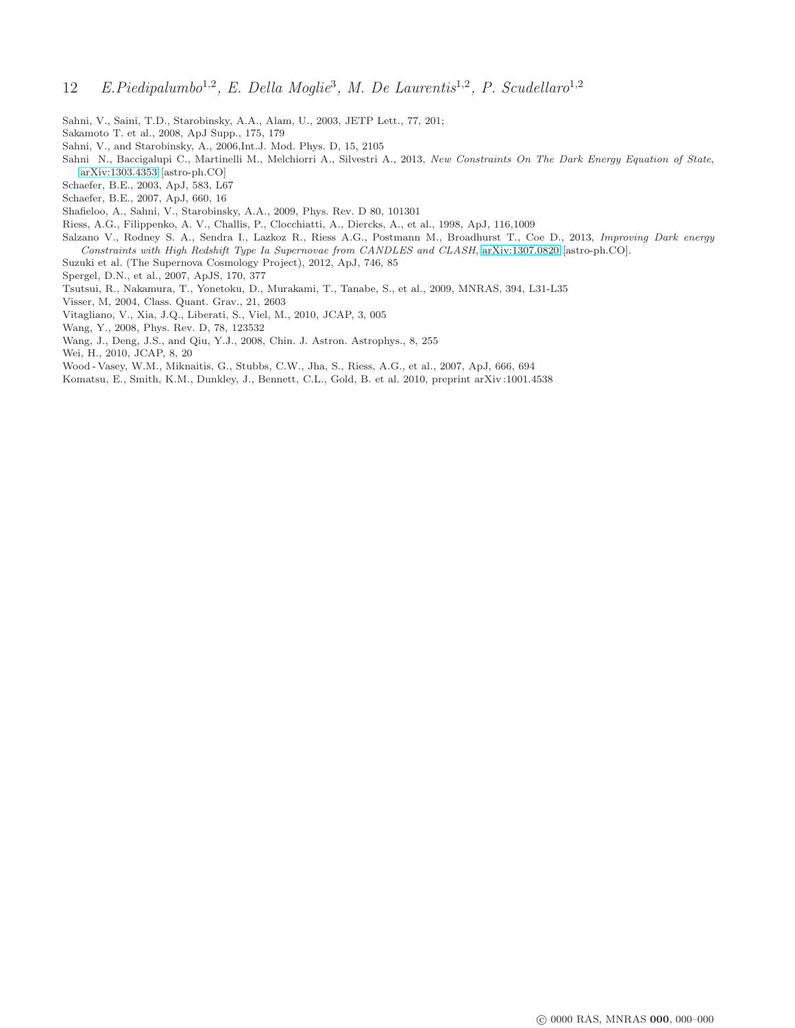Sahni, V., Saini, T.D., Starobinsky, A.A., Alam, U., 2003, JETP Lett., 77, 201;

Sakamoto T. et al., 2008, ApJ Supp., 175, 179

Sahni, V., and Starobinsky, A., 2006,Int.J. Mod. Phys. D, 15, 2105

Sahni N., Baccigalupi C., Martinelli M., Melchiorri A., Silvestri A., 2013, *New Constraints On The Dark Energy Equation of State*, arXiv:1303.4353 [astro-ph.CO]

Schaefer, B.E., 2003, ApJ, 583, L67

Schaefer, B.E., 2007, ApJ, 660, 16

Shafieloo, A., Sahni, V., Starobinsky, A.A., 2009, Phys. Rev. D 80, 101301

Riess, A.G., Filippenko, A. V., Challis, P., Clocchiatti, A., Diercks, A., et al., 1998, ApJ, 116,1009

Salzano V., Rodney S. A., Sendra I., Lazkoz R., Riess A.G., Postmann M., Broadhurst T., Coe D., 2013, *Improving Dark energy Constraints with High Redshift Type Ia Supernovae from CANDLES and CLASH*, arXiv:1307.0820 [astro-ph.CO].

Suzuki et al. (The Supernova Cosmology Project), 2012, ApJ, 746, 85

Spergel, D.N., et al., 2007, ApJS, 170, 377

Tsutsui, R., Nakamura, T., Yonetoku, D., Murakami, T., Tanabe, S., et al., 2009, MNRAS, 394, L31-L35

Visser, M, 2004, Class. Quant. Grav., 21, 2603

Vitagliano, V., Xia, J.Q., Liberati, S., Viel, M., 2010, JCAP, 3, 005

Wang, Y., 2008, Phys. Rev. D, 78, 123532

Wang, J., Deng, J.S., and Qiu, Y.J., 2008, Chin. J. Astron. Astrophys., 8, 255

Wei, H., 2010, JCAP, 8, 20

Wood - Vasey, W.M., Miknaitis, G., Stubbs, C.W., Jha, S., Riess, A.G., et al., 2007, ApJ, 666, 694

Komatsu, E., Smith, K.M., Dunkley, J., Bennett, C.L., Gold, B. et al. 2010, preprint arXiv :1001.4538